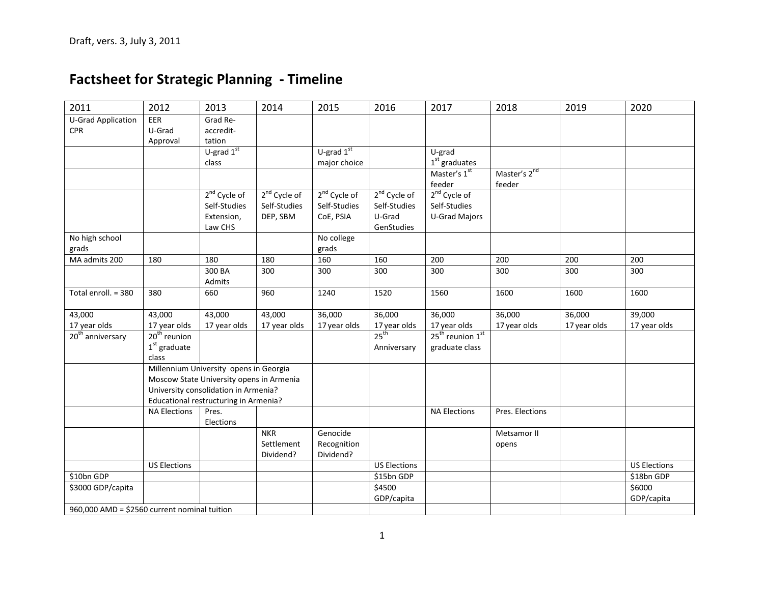Draft, vers. 3, July 3, 2011

# Factsheet for Strategic Planning - Timeline

| 2011 | 2012 | 2013 | 2014 | 2015 | 2016 | 2017 | 2018 | 2019 | 2020 |
|---|---|---|---|---|---|---|---|---|---|
| U-Grad Application CPR | EER U-Grad Approval | Grad Re-accredit-tation | | | | | | | |
| | | U-grad 1st class | | U-grad 1st major choice | | U-grad 1st graduates | | | |
| | | | | | | Master's 1st feeder | Master's 2nd feeder | | |
| | | 2nd Cycle of Self-Studies Extension, Law CHS | 2nd Cycle of Self-Studies DEP, SBM | 2nd Cycle of Self-Studies CoE, PSIA | 2nd Cycle of Self-Studies U-Grad GenStudies | 2nd Cycle of Self-Studies U-Grad Majors | | | |
| No high school grads | | | | No college grads | | | | | |
| MA admits 200 | 180 | 180 | 180 | 160 | 160 | 200 | 200 | 200 | 200 |
| | | 300 BA Admits | 300 | 300 | 300 | 300 | 300 | 300 | 300 |
| Total enroll. = 380 | 380 | 660 | 960 | 1240 | 1520 | 1560 | 1600 | 1600 | 1600 |
| 43,000 17 year olds | 43,000 17 year olds | 43,000 17 year olds | 43,000 17 year olds | 36,000 17 year olds | 36,000 17 year olds | 36,000 17 year olds | 36,000 17 year olds | 36,000 17 year olds | 39,000 17 year olds |
| 20th anniversary | 20th reunion 1st graduate class | | | | 25th Anniversary | 25th reunion 1st graduate class | | | |
| | Millennium University opens in Georgia<br>Moscow State University opens in Armenia<br>University consolidation in Armenia?<br>Educational restructuring in Armenia? | | | | | | | | |
| | NA Elections | Pres. Elections | | | | NA Elections | Pres. Elections | | |
| | | | NKR Settlement Dividend? | Genocide Recognition Dividend? | | | Metsamor II opens | | |
| | US Elections | | | | US Elections | | | | US Elections |
| $10bn GDP | | | | | $15bn GDP | | | | $18bn GDP |
| $3000 GDP/capita | | | | | $4500 GDP/capita | | | | $6000 GDP/capita |
| 960,000 AMD = $2560 current nominal tuition | | | | | | | | | |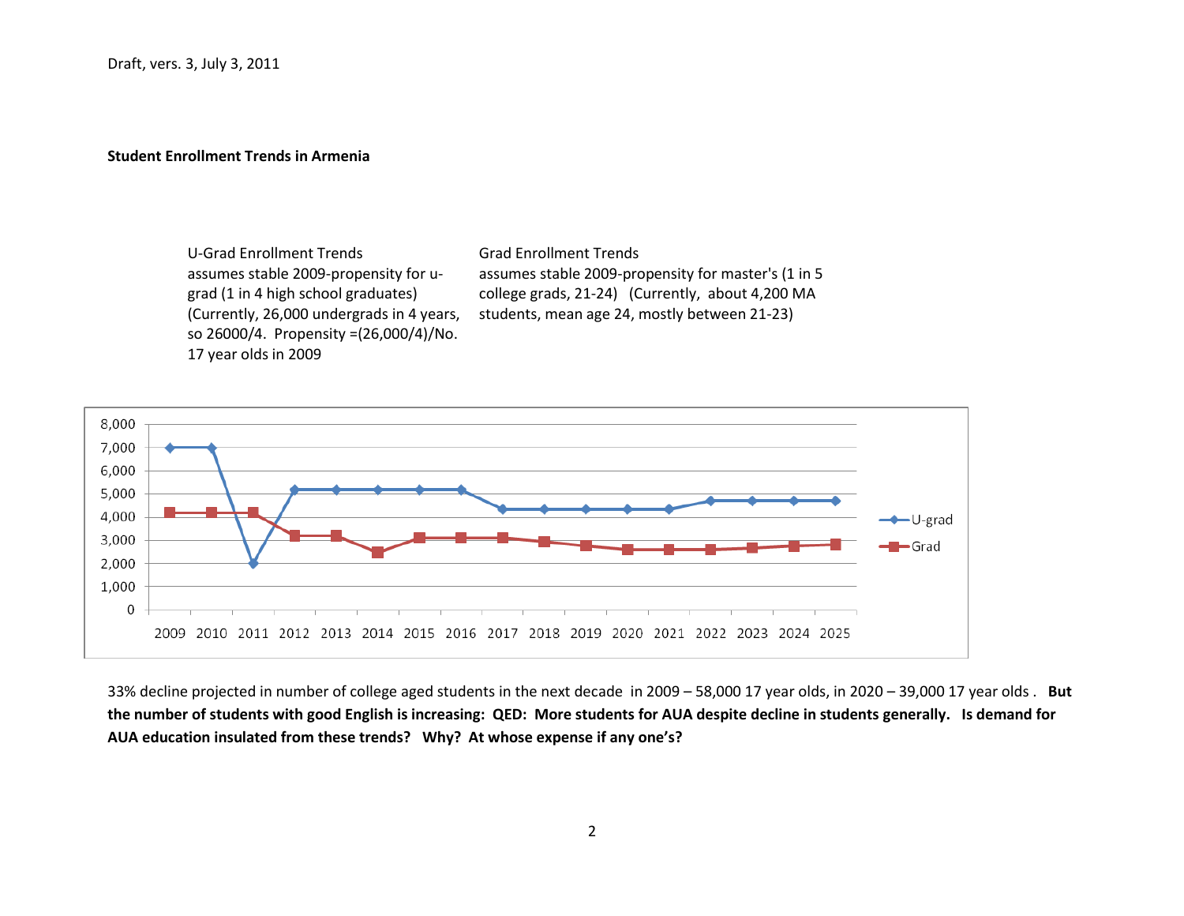**Student Enrollment Trends in Armenia**

U-Grad Enrollment Trends
assumes stable 2009-propensity for u-grad (1 in 4 high school graduates) (Currently, 26,000 undergrads in 4 years, so 26000/4. Propensity =(26,000/4)/No. 17 year olds in 2009

Grad Enrollment Trends
assumes stable 2009-propensity for master's (1 in 5 college grads, 21-24) (Currently, about 4,200 MA students, mean age 24, mostly between 21-23)

33% decline projected in number of college aged students in the next decade in 2009 – 58,000 17 year olds, in 2020 – 39,000 17 year olds . **But the number of students with good English is increasing: QED: More students for AUA despite decline in students generally. Is demand for AUA education insulated from these trends? Why? At whose expense if any one's?**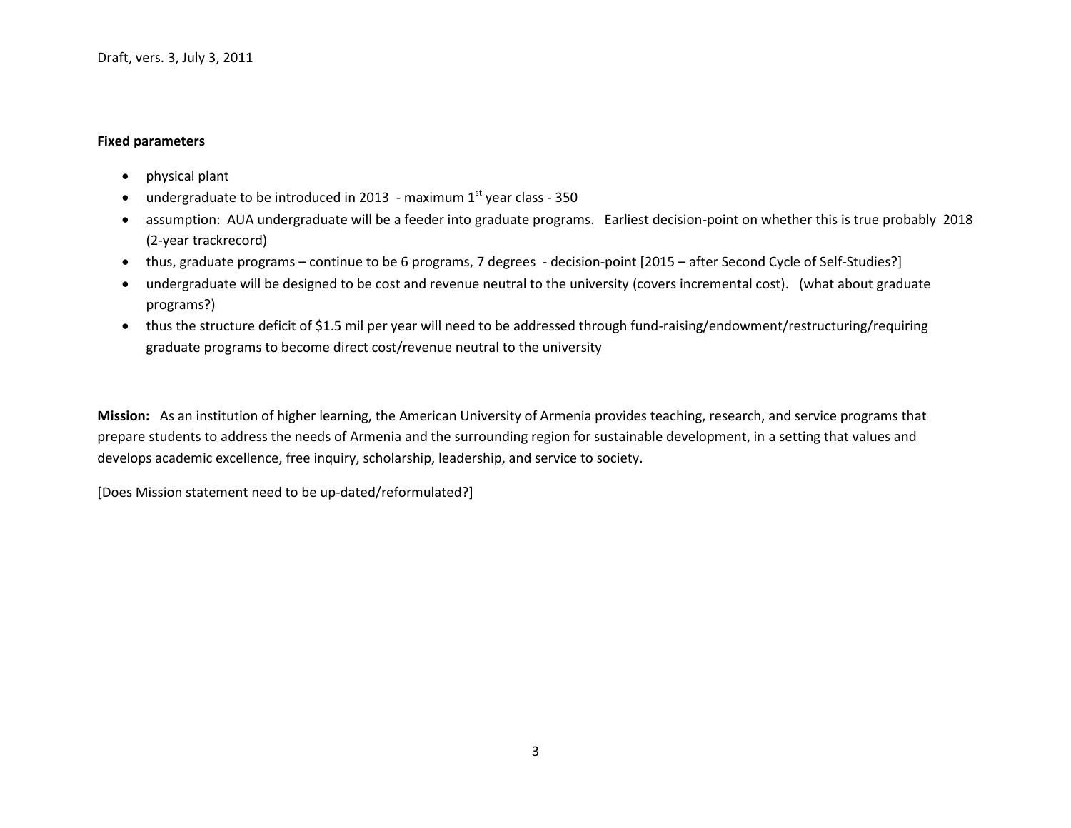Draft, vers. 3, July 3, 2011

**Fixed parameters**

- physical plant
- undergraduate to be introduced in 2013 - maximum 1st year class - 350
- assumption: AUA undergraduate will be a feeder into graduate programs. Earliest decision-point on whether this is true probably 2018 (2-year trackrecord)
- thus, graduate programs – continue to be 6 programs, 7 degrees - decision-point [2015 – after Second Cycle of Self-Studies?]
- undergraduate will be designed to be cost and revenue neutral to the university (covers incremental cost). (what about graduate programs?)
- thus the structure deficit of $1.5 mil per year will need to be addressed through fund-raising/endowment/restructuring/requiring graduate programs to become direct cost/revenue neutral to the university

**Mission:** As an institution of higher learning, the American University of Armenia provides teaching, research, and service programs that prepare students to address the needs of Armenia and the surrounding region for sustainable development, in a setting that values and develops academic excellence, free inquiry, scholarship, leadership, and service to society.

[Does Mission statement need to be up-dated/reformulated?]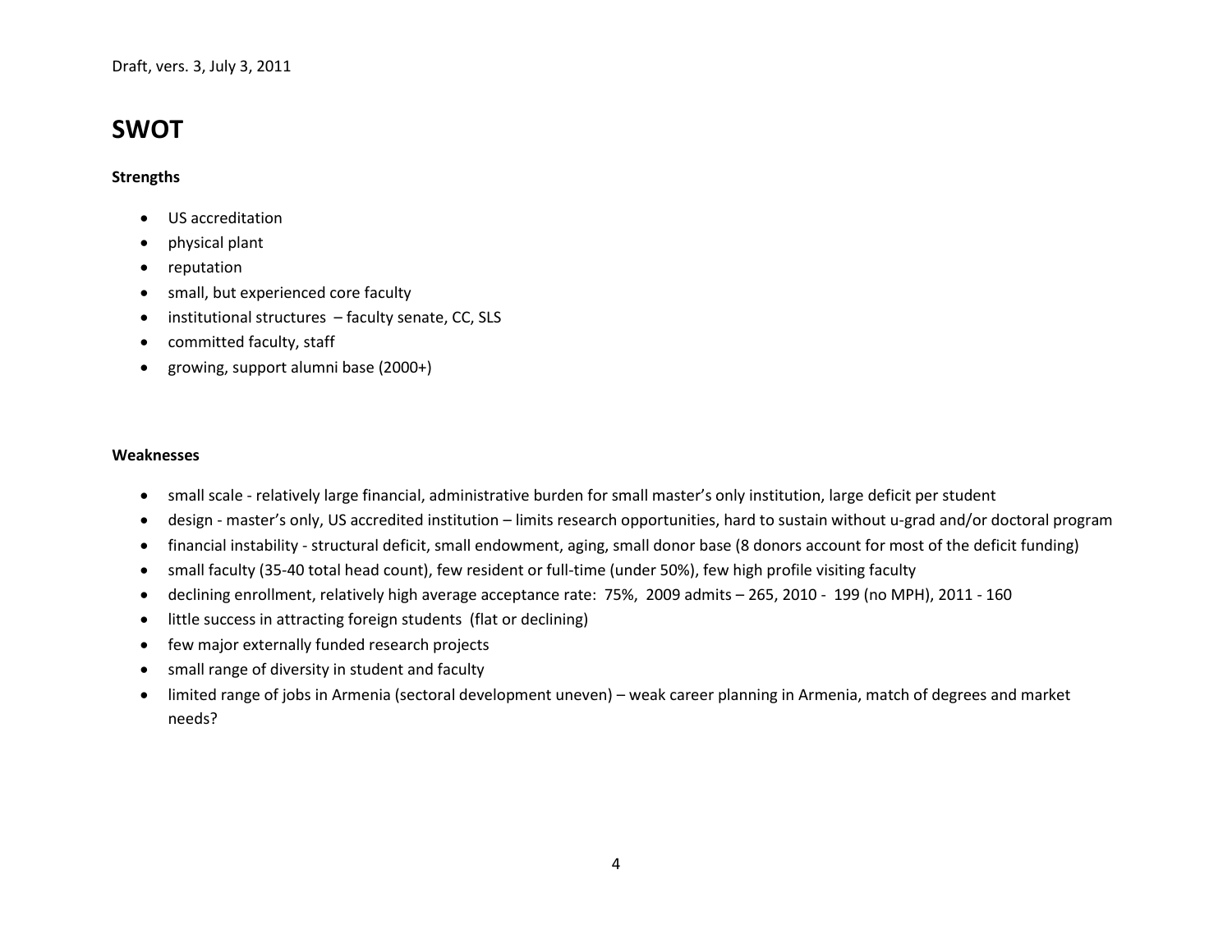# SWOT

### Strengths

- US accreditation
- physical plant
- reputation
- small, but experienced core faculty
- institutional structures – faculty senate, CC, SLS
- committed faculty, staff
- growing, support alumni base (2000+)

### Weaknesses

- small scale - relatively large financial, administrative burden for small master's only institution, large deficit per student
- design - master's only, US accredited institution – limits research opportunities, hard to sustain without u-grad and/or doctoral program
- financial instability - structural deficit, small endowment, aging, small donor base (8 donors account for most of the deficit funding)
- small faculty (35-40 total head count), few resident or full-time (under 50%), few high profile visiting faculty
- declining enrollment, relatively high average acceptance rate: 75%, 2009 admits – 265, 2010 - 199 (no MPH), 2011 - 160
- little success in attracting foreign students (flat or declining)
- few major externally funded research projects
- small range of diversity in student and faculty
- limited range of jobs in Armenia (sectoral development uneven) – weak career planning in Armenia, match of degrees and market needs?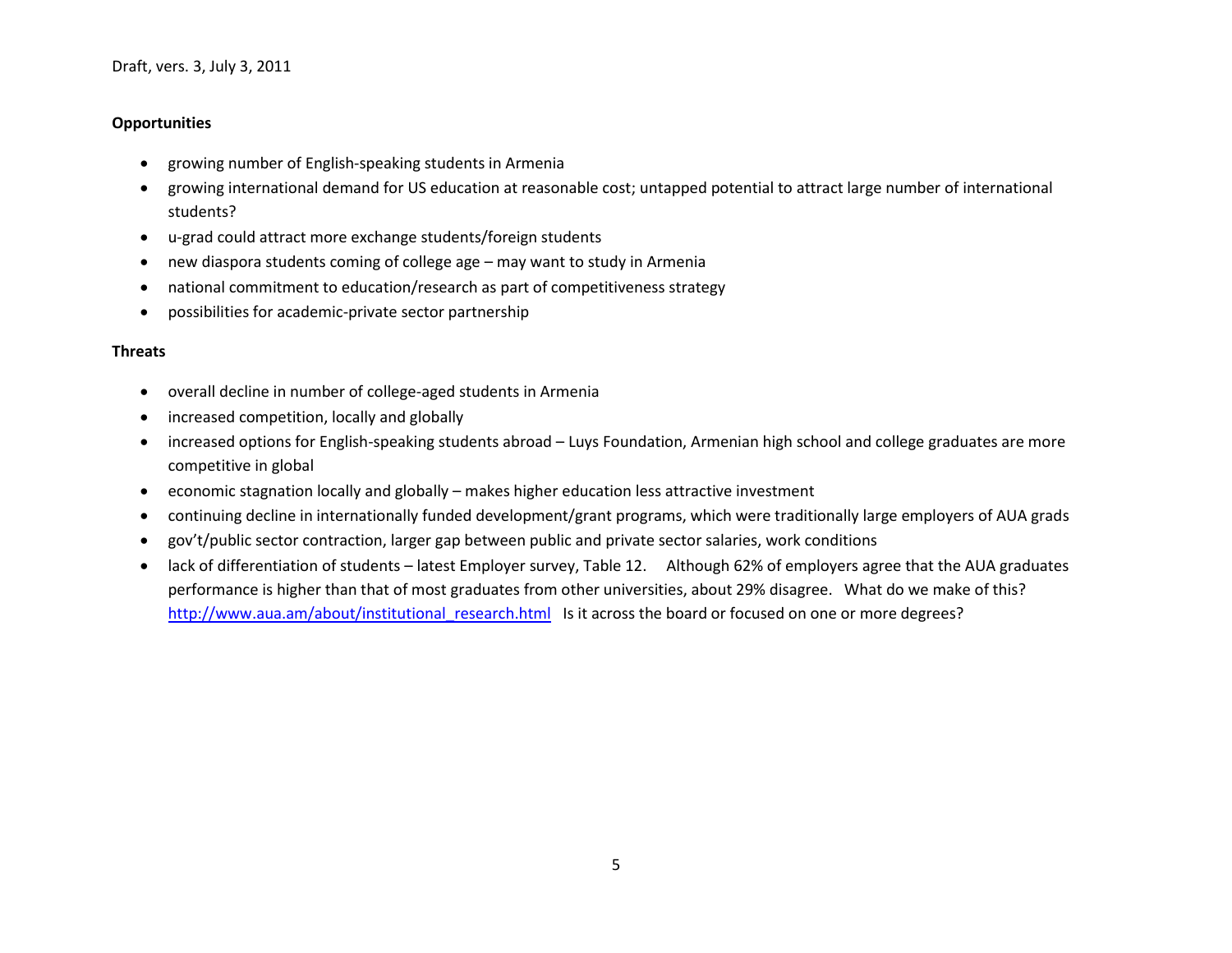**Opportunities**

- growing number of English-speaking students in Armenia
- growing international demand for US education at reasonable cost; untapped potential to attract large number of international students?
- u-grad could attract more exchange students/foreign students
- new diaspora students coming of college age – may want to study in Armenia
- national commitment to education/research as part of competitiveness strategy
- possibilities for academic-private sector partnership

**Threats**

- overall decline in number of college-aged students in Armenia
- increased competition, locally and globally
- increased options for English-speaking students abroad – Luys Foundation, Armenian high school and college graduates are more competitive in global
- economic stagnation locally and globally – makes higher education less attractive investment
- continuing decline in internationally funded development/grant programs, which were traditionally large employers of AUA grads
- gov't/public sector contraction, larger gap between public and private sector salaries, work conditions
- lack of differentiation of students – latest Employer survey, Table 12. Although 62% of employers agree that the AUA graduates performance is higher than that of most graduates from other universities, about 29% disagree. What do we make of this? [http://www.aua.am/about/institutional_research.html](http://www.aua.am/about/institutional_research.html) Is it across the board or focused on one or more degrees?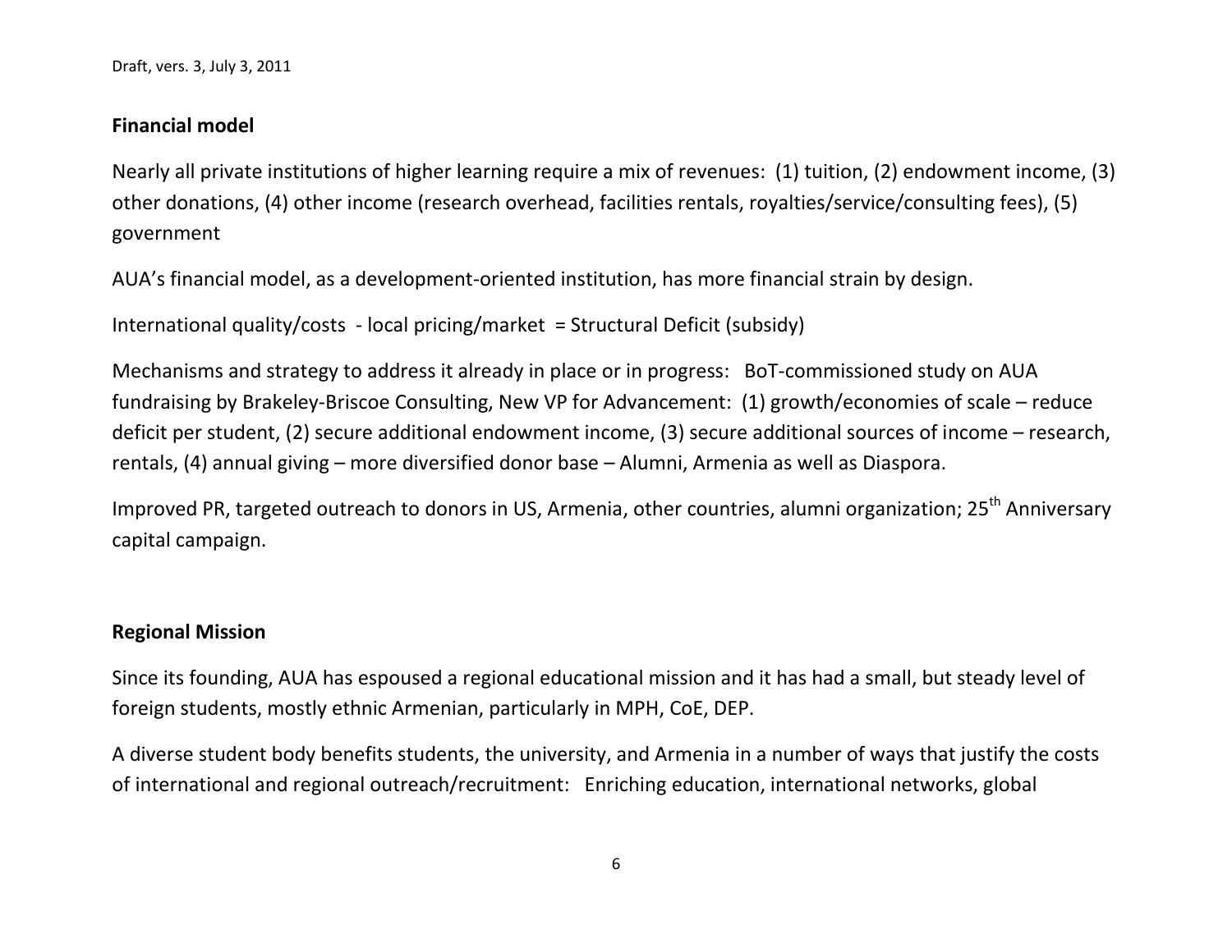## Financial model

Nearly all private institutions of higher learning require a mix of revenues: (1) tuition, (2) endowment income, (3) other donations, (4) other income (research overhead, facilities rentals, royalties/service/consulting fees), (5) government

AUA's financial model, as a development-oriented institution, has more financial strain by design.

International quality/costs - local pricing/market = Structural Deficit (subsidy)

Mechanisms and strategy to address it already in place or in progress: BoT-commissioned study on AUA fundraising by Brakeley-Briscoe Consulting, New VP for Advancement: (1) growth/economies of scale – reduce deficit per student, (2) secure additional endowment income, (3) secure additional sources of income – research, rentals, (4) annual giving – more diversified donor base – Alumni, Armenia as well as Diaspora.

Improved PR, targeted outreach to donors in US, Armenia, other countries, alumni organization; 25th Anniversary capital campaign.

## Regional Mission

Since its founding, AUA has espoused a regional educational mission and it has had a small, but steady level of foreign students, mostly ethnic Armenian, particularly in MPH, CoE, DEP.

A diverse student body benefits students, the university, and Armenia in a number of ways that justify the costs of international and regional outreach/recruitment: Enriching education, international networks, global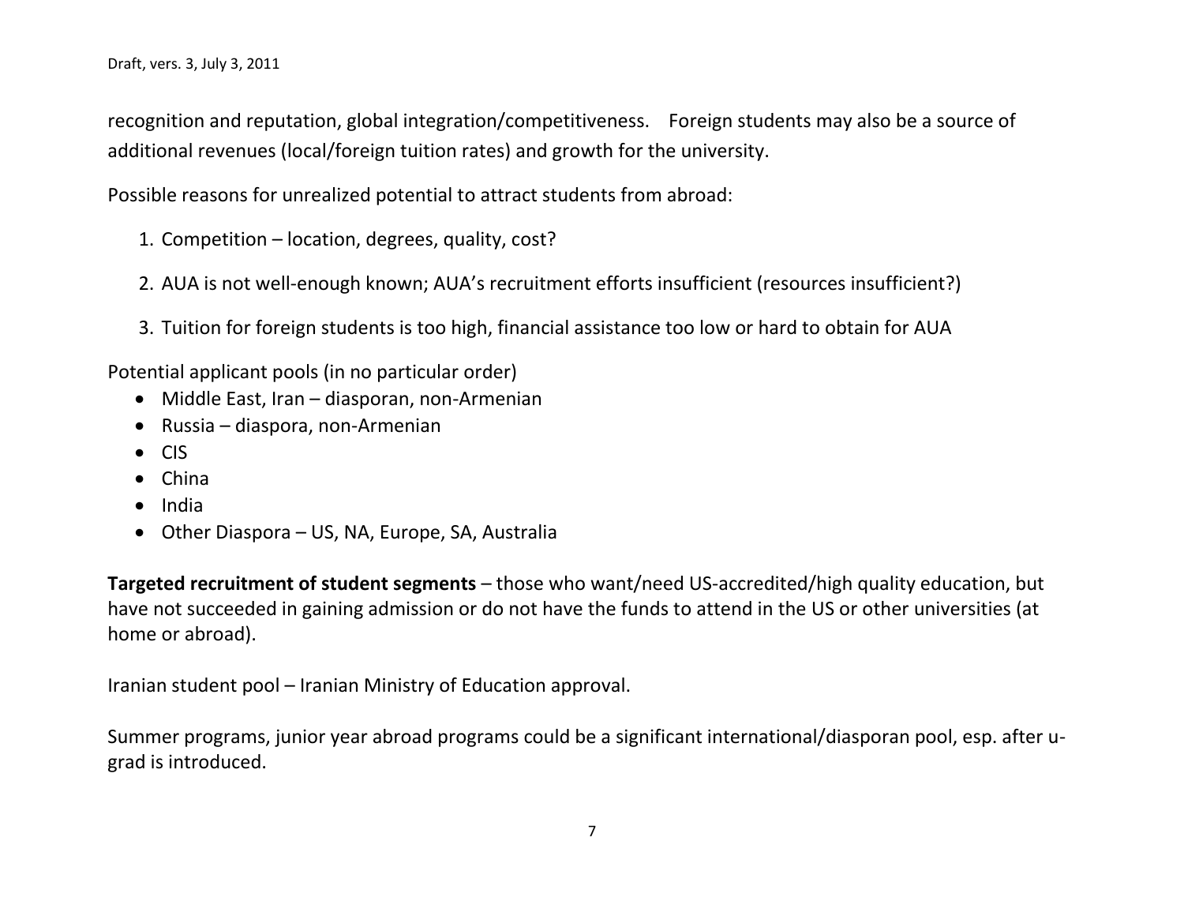recognition and reputation, global integration/competitiveness. Foreign students may also be a source of additional revenues (local/foreign tuition rates) and growth for the university.

Possible reasons for unrealized potential to attract students from abroad:

1. Competition – location, degrees, quality, cost?
2. AUA is not well-enough known; AUA's recruitment efforts insufficient (resources insufficient?)
3. Tuition for foreign students is too high, financial assistance too low or hard to obtain for AUA

Potential applicant pools (in no particular order)

- Middle East, Iran – diasporan, non-Armenian
- Russia – diaspora, non-Armenian
- CIS
- China
- India
- Other Diaspora – US, NA, Europe, SA, Australia

**Targeted recruitment of student segments** – those who want/need US-accredited/high quality education, but have not succeeded in gaining admission or do not have the funds to attend in the US or other universities (at home or abroad).

Iranian student pool – Iranian Ministry of Education approval.

Summer programs, junior year abroad programs could be a significant international/diasporan pool, esp. after u-grad is introduced.